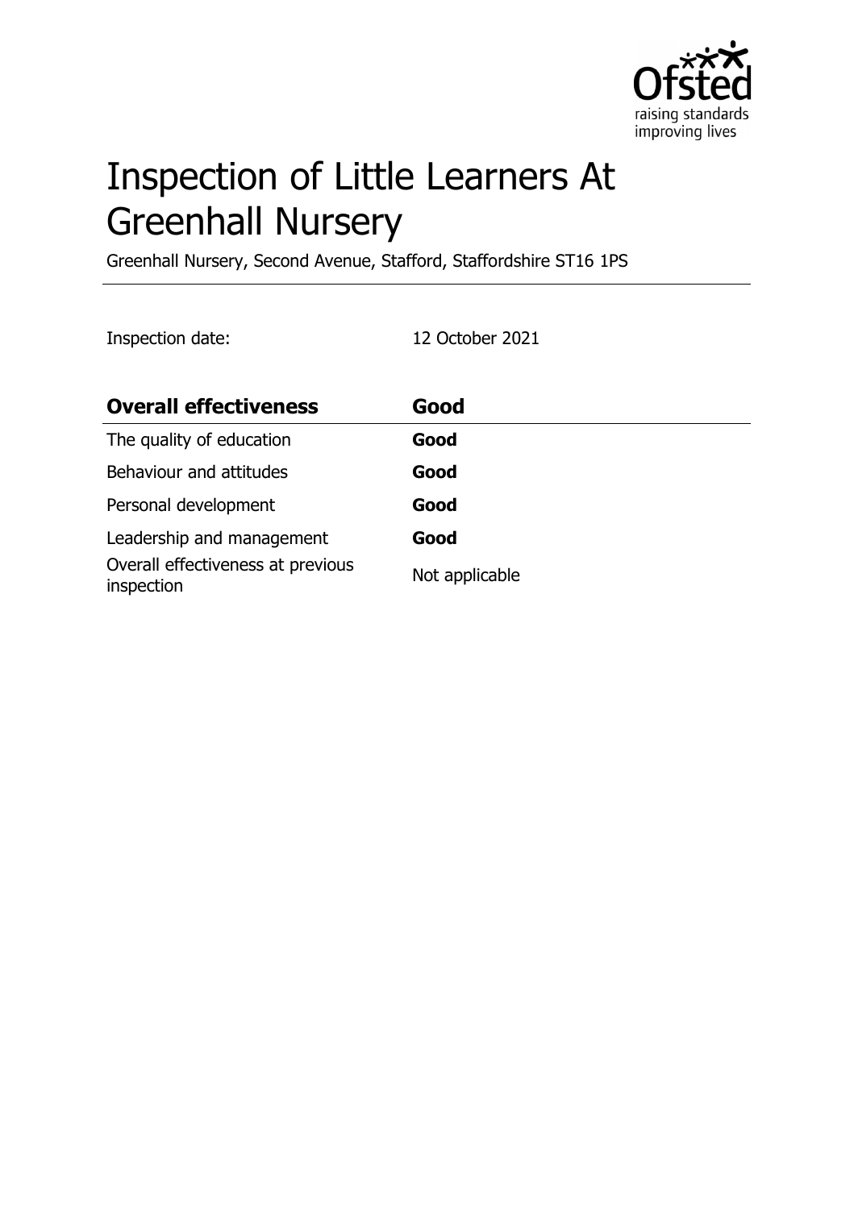# Inspection of Little Learners At Greenhall Nursery

Greenhall Nursery, Second Avenue, Stafford, Staffordshire ST16 1PS

Inspection date: 12 October 2021

| **Overall effectiveness** | **Good** |
| --- | --- |
| The quality of education | **Good** |
| Behaviour and attitudes | **Good** |
| Personal development | **Good** |
| Leadership and management | **Good** |
| Overall effectiveness at previous inspection | Not applicable |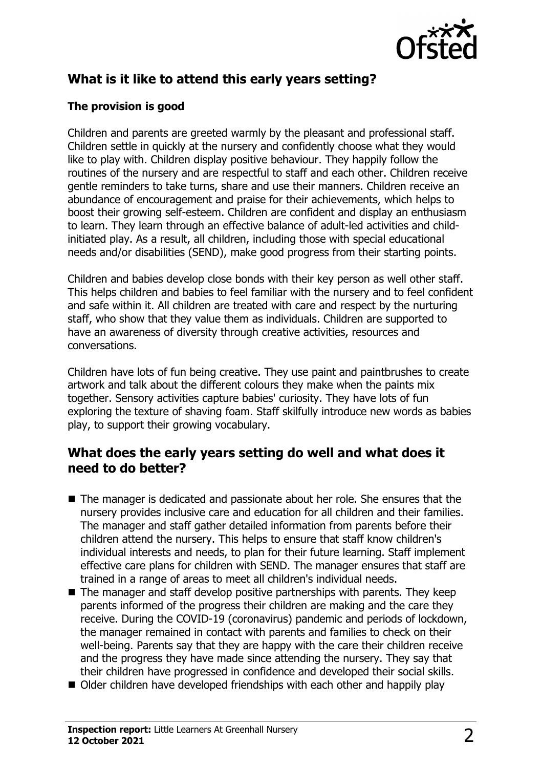## What is it like to attend this early years setting?

### The provision is good

Children and parents are greeted warmly by the pleasant and professional staff. Children settle in quickly at the nursery and confidently choose what they would like to play with. Children display positive behaviour. They happily follow the routines of the nursery and are respectful to staff and each other. Children receive gentle reminders to take turns, share and use their manners. Children receive an abundance of encouragement and praise for their achievements, which helps to boost their growing self-esteem. Children are confident and display an enthusiasm to learn. They learn through an effective balance of adult-led activities and child-initiated play. As a result, all children, including those with special educational needs and/or disabilities (SEND), make good progress from their starting points.

Children and babies develop close bonds with their key person as well other staff. This helps children and babies to feel familiar with the nursery and to feel confident and safe within it. All children are treated with care and respect by the nurturing staff, who show that they value them as individuals. Children are supported to have an awareness of diversity through creative activities, resources and conversations.

Children have lots of fun being creative. They use paint and paintbrushes to create artwork and talk about the different colours they make when the paints mix together. Sensory activities capture babies' curiosity. They have lots of fun exploring the texture of shaving foam. Staff skilfully introduce new words as babies play, to support their growing vocabulary.

## What does the early years setting do well and what does it need to do better?

- The manager is dedicated and passionate about her role. She ensures that the nursery provides inclusive care and education for all children and their families. The manager and staff gather detailed information from parents before their children attend the nursery. This helps to ensure that staff know children's individual interests and needs, to plan for their future learning. Staff implement effective care plans for children with SEND. The manager ensures that staff are trained in a range of areas to meet all children's individual needs.
- The manager and staff develop positive partnerships with parents. They keep parents informed of the progress their children are making and the care they receive. During the COVID-19 (coronavirus) pandemic and periods of lockdown, the manager remained in contact with parents and families to check on their well-being. Parents say that they are happy with the care their children receive and the progress they have made since attending the nursery. They say that their children have progressed in confidence and developed their social skills.
- Older children have developed friendships with each other and happily play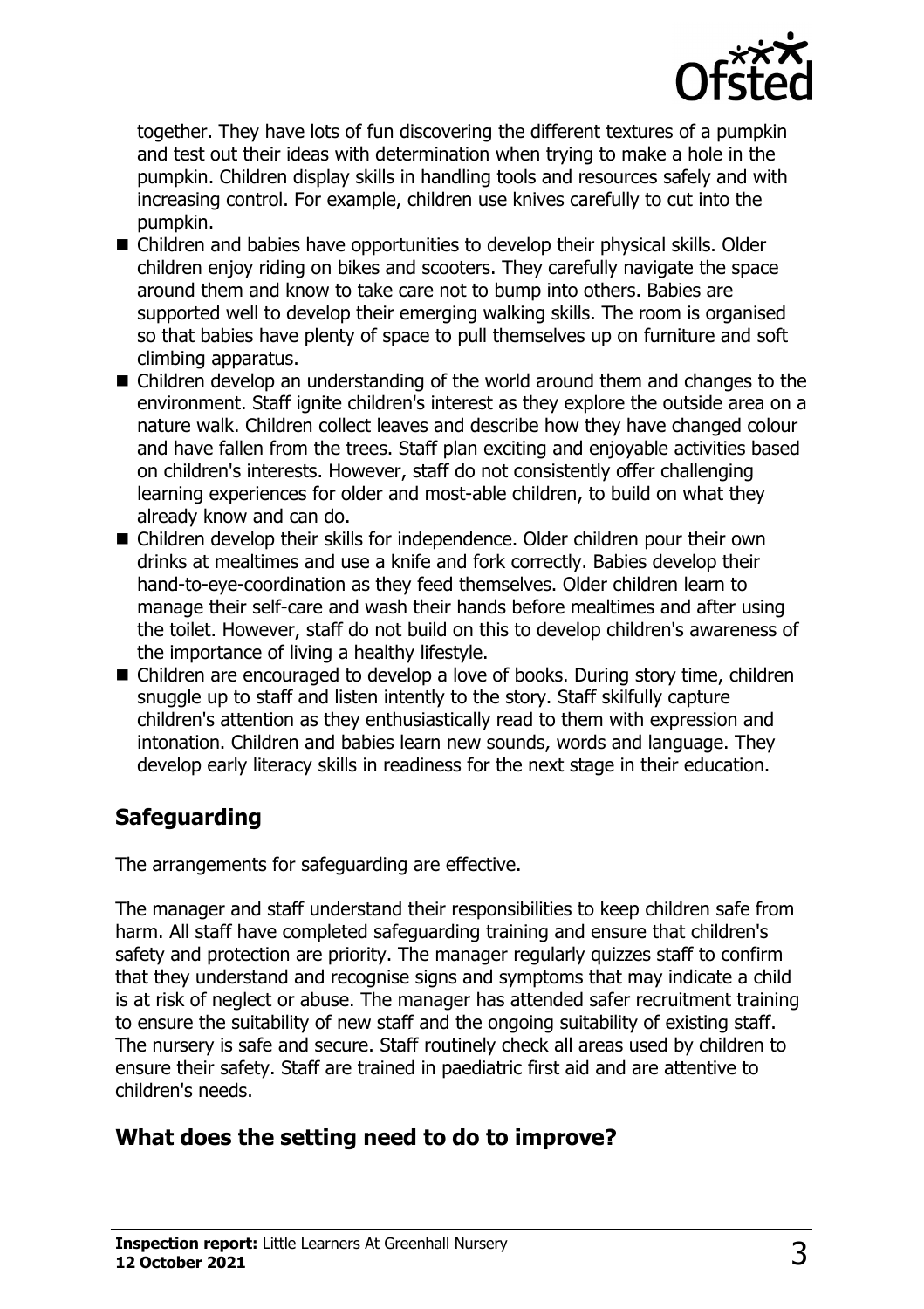together. They have lots of fun discovering the different textures of a pumpkin and test out their ideas with determination when trying to make a hole in the pumpkin. Children display skills in handling tools and resources safely and with increasing control. For example, children use knives carefully to cut into the pumpkin.

- Children and babies have opportunities to develop their physical skills. Older children enjoy riding on bikes and scooters. They carefully navigate the space around them and know to take care not to bump into others. Babies are supported well to develop their emerging walking skills. The room is organised so that babies have plenty of space to pull themselves up on furniture and soft climbing apparatus.
- Children develop an understanding of the world around them and changes to the environment. Staff ignite children's interest as they explore the outside area on a nature walk. Children collect leaves and describe how they have changed colour and have fallen from the trees. Staff plan exciting and enjoyable activities based on children's interests. However, staff do not consistently offer challenging learning experiences for older and most-able children, to build on what they already know and can do.
- Children develop their skills for independence. Older children pour their own drinks at mealtimes and use a knife and fork correctly. Babies develop their hand-to-eye-coordination as they feed themselves. Older children learn to manage their self-care and wash their hands before mealtimes and after using the toilet. However, staff do not build on this to develop children's awareness of the importance of living a healthy lifestyle.
- Children are encouraged to develop a love of books. During story time, children snuggle up to staff and listen intently to the story. Staff skilfully capture children's attention as they enthusiastically read to them with expression and intonation. Children and babies learn new sounds, words and language. They develop early literacy skills in readiness for the next stage in their education.

## Safeguarding

The arrangements for safeguarding are effective.

The manager and staff understand their responsibilities to keep children safe from harm. All staff have completed safeguarding training and ensure that children's safety and protection are priority. The manager regularly quizzes staff to confirm that they understand and recognise signs and symptoms that may indicate a child is at risk of neglect or abuse. The manager has attended safer recruitment training to ensure the suitability of new staff and the ongoing suitability of existing staff. The nursery is safe and secure. Staff routinely check all areas used by children to ensure their safety. Staff are trained in paediatric first aid and are attentive to children's needs.

## What does the setting need to do to improve?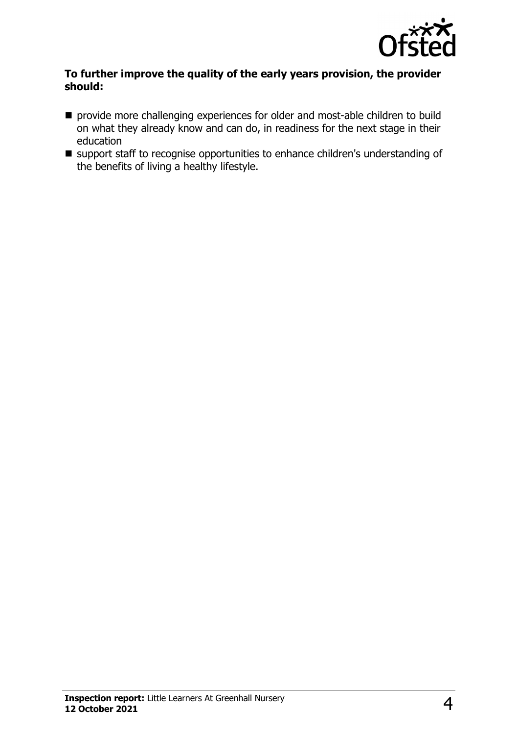**To further improve the quality of the early years provision, the provider should:**

- provide more challenging experiences for older and most-able children to build on what they already know and can do, in readiness for the next stage in their education
- support staff to recognise opportunities to enhance children's understanding of the benefits of living a healthy lifestyle.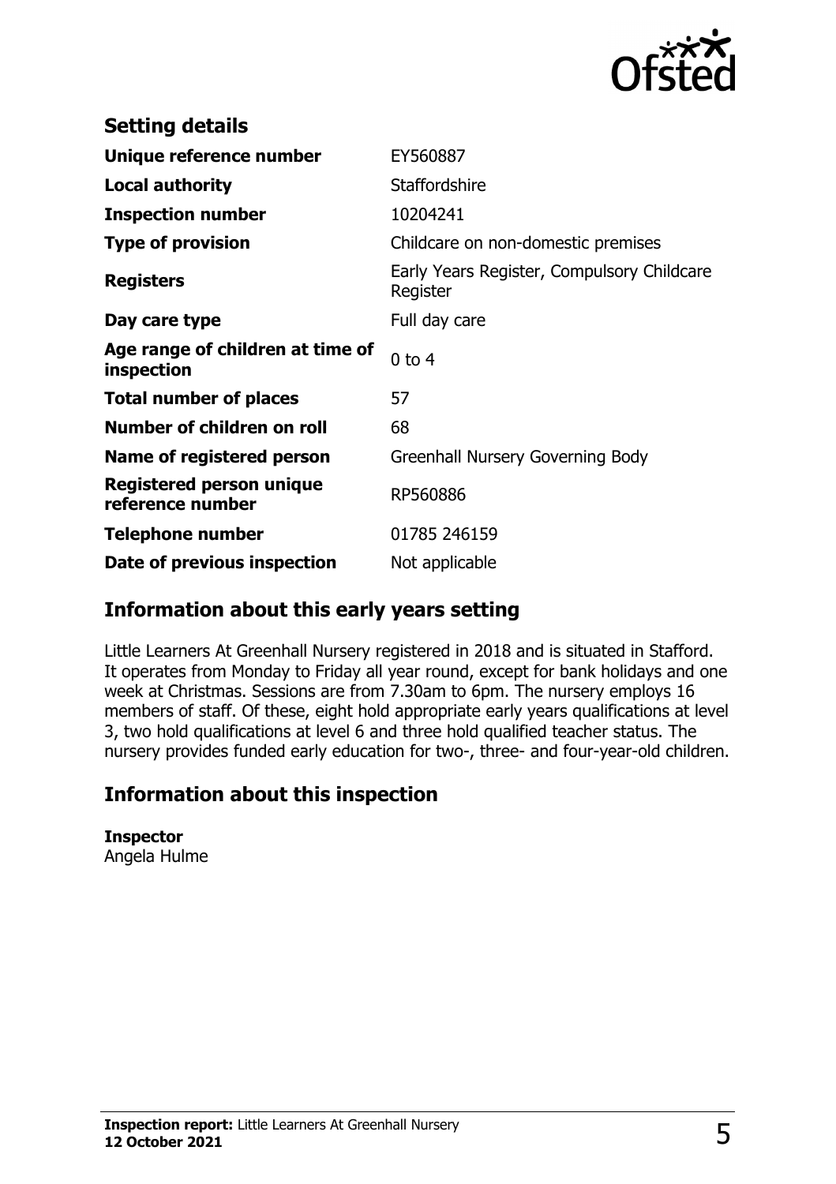## Setting details

| | |
|---|---|
| **Unique reference number** | EY560887 |
| **Local authority** | Staffordshire |
| **Inspection number** | 10204241 |
| **Type of provision** | Childcare on non-domestic premises |
| **Registers** | Early Years Register, Compulsory Childcare Register |
| **Day care type** | Full day care |
| **Age range of children at time of inspection** | 0 to 4 |
| **Total number of places** | 57 |
| **Number of children on roll** | 68 |
| **Name of registered person** | Greenhall Nursery Governing Body |
| **Registered person unique reference number** | RP560886 |
| **Telephone number** | 01785 246159 |
| **Date of previous inspection** | Not applicable |

## Information about this early years setting

Little Learners At Greenhall Nursery registered in 2018 and is situated in Stafford. It operates from Monday to Friday all year round, except for bank holidays and one week at Christmas. Sessions are from 7.30am to 6pm. The nursery employs 16 members of staff. Of these, eight hold appropriate early years qualifications at level 3, two hold qualifications at level 6 and three hold qualified teacher status. The nursery provides funded early education for two-, three- and four-year-old children.

## Information about this inspection

**Inspector**
Angela Hulme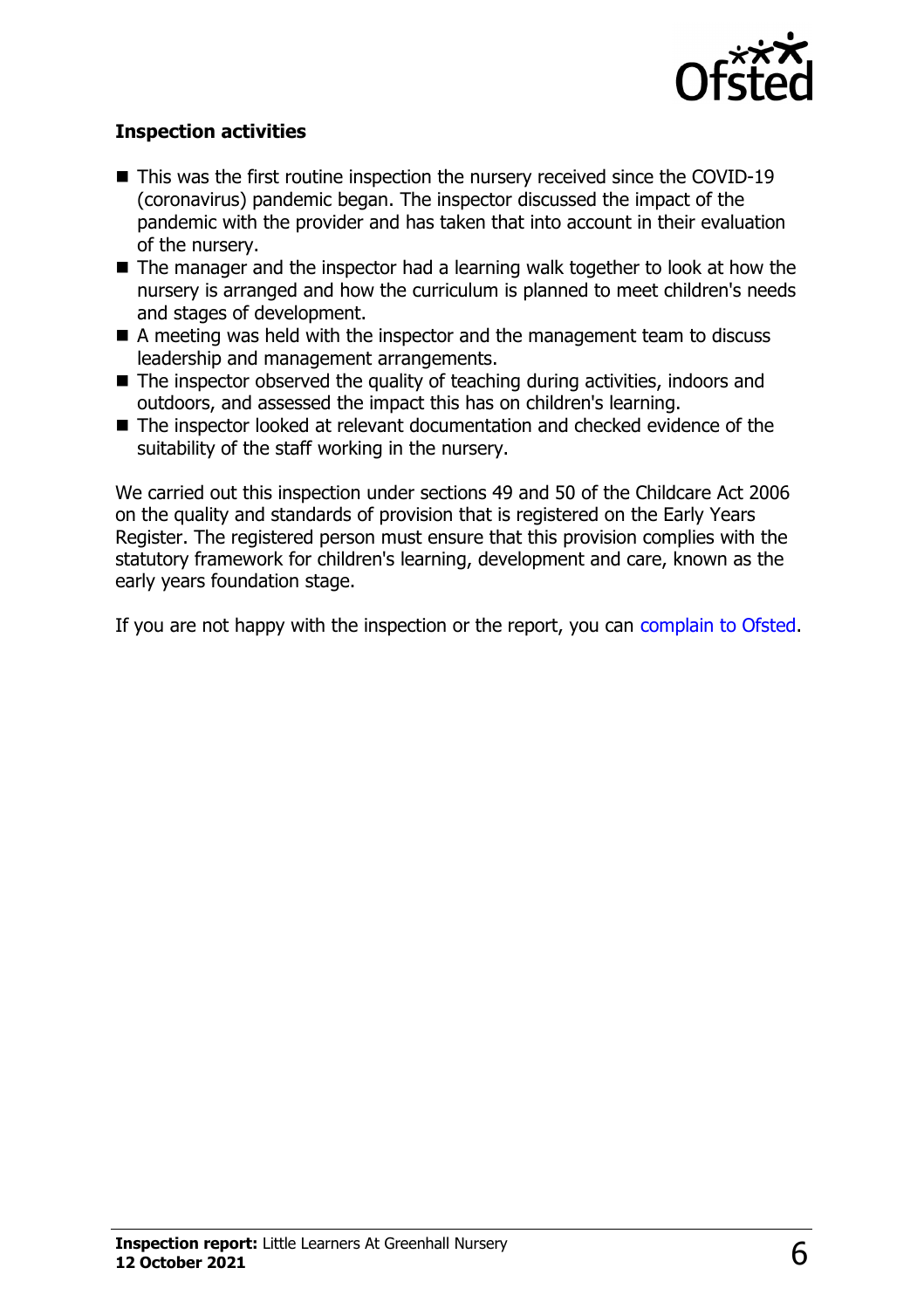### Inspection activities

- This was the first routine inspection the nursery received since the COVID-19 (coronavirus) pandemic began. The inspector discussed the impact of the pandemic with the provider and has taken that into account in their evaluation of the nursery.
- The manager and the inspector had a learning walk together to look at how the nursery is arranged and how the curriculum is planned to meet children's needs and stages of development.
- A meeting was held with the inspector and the management team to discuss leadership and management arrangements.
- The inspector observed the quality of teaching during activities, indoors and outdoors, and assessed the impact this has on children's learning.
- The inspector looked at relevant documentation and checked evidence of the suitability of the staff working in the nursery.

We carried out this inspection under sections 49 and 50 of the Childcare Act 2006 on the quality and standards of provision that is registered on the Early Years Register. The registered person must ensure that this provision complies with the statutory framework for children's learning, development and care, known as the early years foundation stage.

If you are not happy with the inspection or the report, you can complain to Ofsted.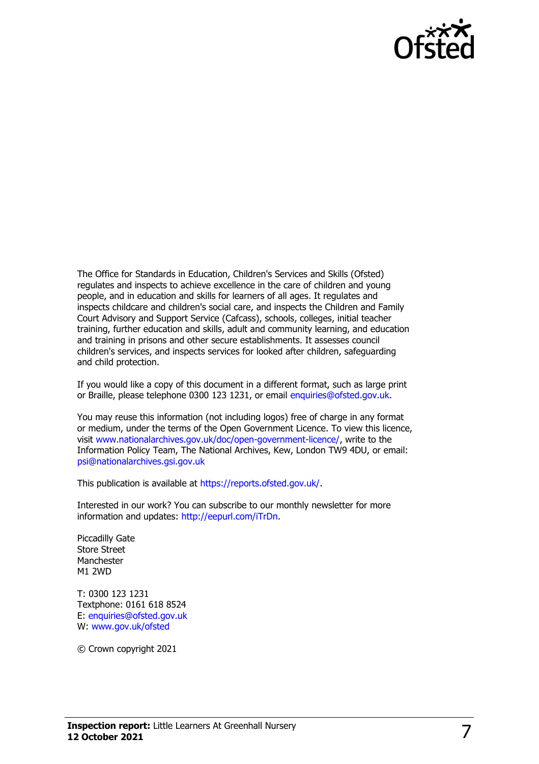The Office for Standards in Education, Children's Services and Skills (Ofsted) regulates and inspects to achieve excellence in the care of children and young people, and in education and skills for learners of all ages. It regulates and inspects childcare and children's social care, and inspects the Children and Family Court Advisory and Support Service (Cafcass), schools, colleges, initial teacher training, further education and skills, adult and community learning, and education and training in prisons and other secure establishments. It assesses council children's services, and inspects services for looked after children, safeguarding and child protection.

If you would like a copy of this document in a different format, such as large print or Braille, please telephone 0300 123 1231, or email enquiries@ofsted.gov.uk.

You may reuse this information (not including logos) free of charge in any format or medium, under the terms of the Open Government Licence. To view this licence, visit www.nationalarchives.gov.uk/doc/open-government-licence/, write to the Information Policy Team, The National Archives, Kew, London TW9 4DU, or email: psi@nationalarchives.gsi.gov.uk

This publication is available at https://reports.ofsted.gov.uk/.

Interested in our work? You can subscribe to our monthly newsletter for more information and updates: http://eepurl.com/iTrDn.

Piccadilly Gate
Store Street
Manchester
M1 2WD

T: 0300 123 1231
Textphone: 0161 618 8524
E: enquiries@ofsted.gov.uk
W: www.gov.uk/ofsted

© Crown copyright 2021